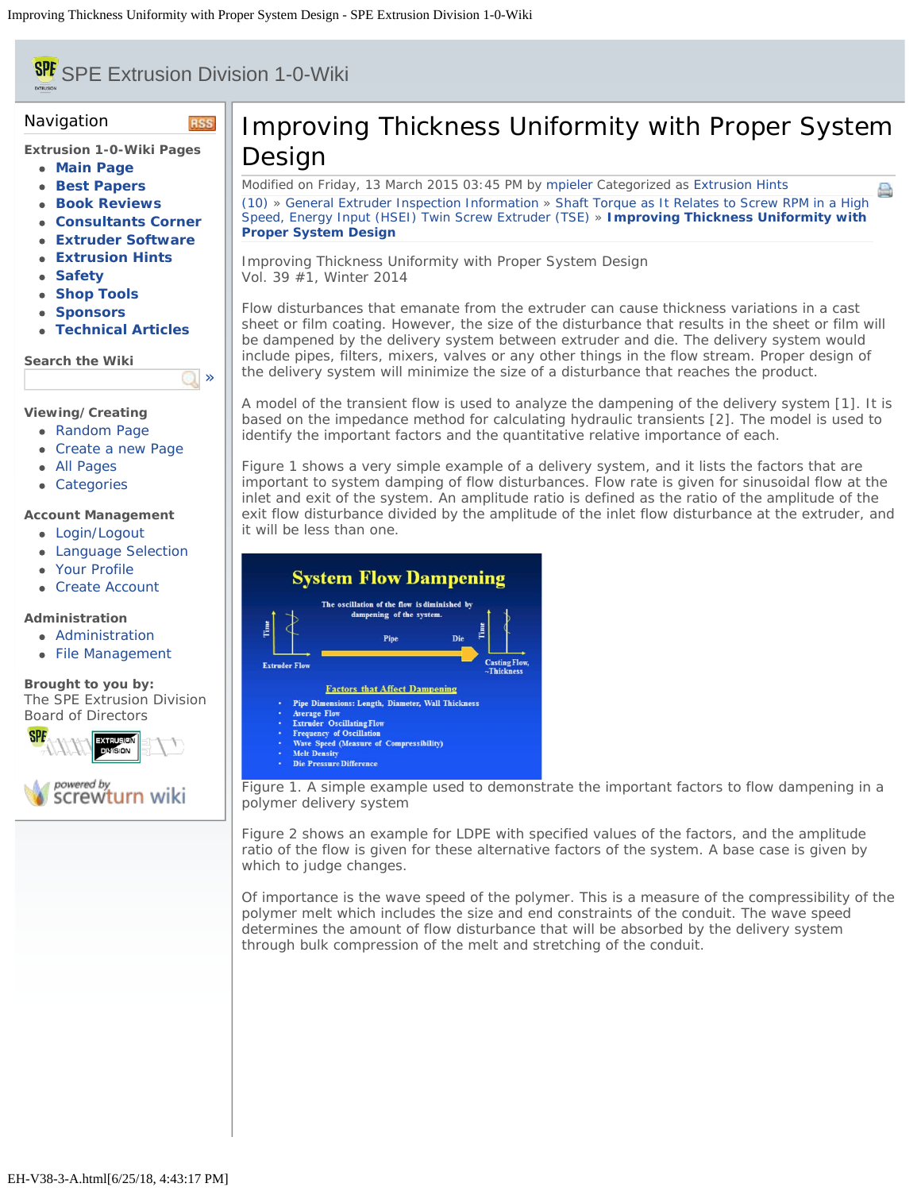# Improving Thickness Uniformity with Proper System Design

Modified on Friday, 13 March 2015 03:45 PM by mpieler Categorized as Extrusion Hints

(10) » General Extruder Inspection Information » Shaft Torque as It Relates to Screw RPM in a High Speed, Energy Input (HSEI) Twin Screw Extruder (TSE) » **Improving Thickness Uniformity with Proper System Design**

Improving Thickness Uniformity with Proper System Design
Vol. 39 #1, Winter 2014

Flow disturbances that emanate from the extruder can cause thickness variations in a cast sheet or film coating. However, the size of the disturbance that results in the sheet or film will be dampened by the delivery system between extruder and die. The delivery system would include pipes, filters, mixers, valves or any other things in the flow stream. Proper design of the delivery system will minimize the size of a disturbance that reaches the product.

A model of the transient flow is used to analyze the dampening of the delivery system [1]. It is based on the impedance method for calculating hydraulic transients [2]. The model is used to identify the important factors and the quantitative relative importance of each.

Figure 1 shows a very simple example of a delivery system, and it lists the factors that are important to system damping of flow disturbances. Flow rate is given for sinusoidal flow at the inlet and exit of the system. An amplitude ratio is defined as the ratio of the amplitude of the exit flow disturbance divided by the amplitude of the inlet flow disturbance at the extruder, and it will be less than one.

Figure 1. A simple example used to demonstrate the important factors to flow dampening in a polymer delivery system

Figure 2 shows an example for LDPE with specified values of the factors, and the amplitude ratio of the flow is given for these alternative factors of the system. A base case is given by which to judge changes.

Of importance is the wave speed of the polymer. This is a measure of the compressibility of the polymer melt which includes the size and end constraints of the conduit. The wave speed determines the amount of flow disturbance that will be absorbed by the delivery system through bulk compression of the melt and stretching of the conduit.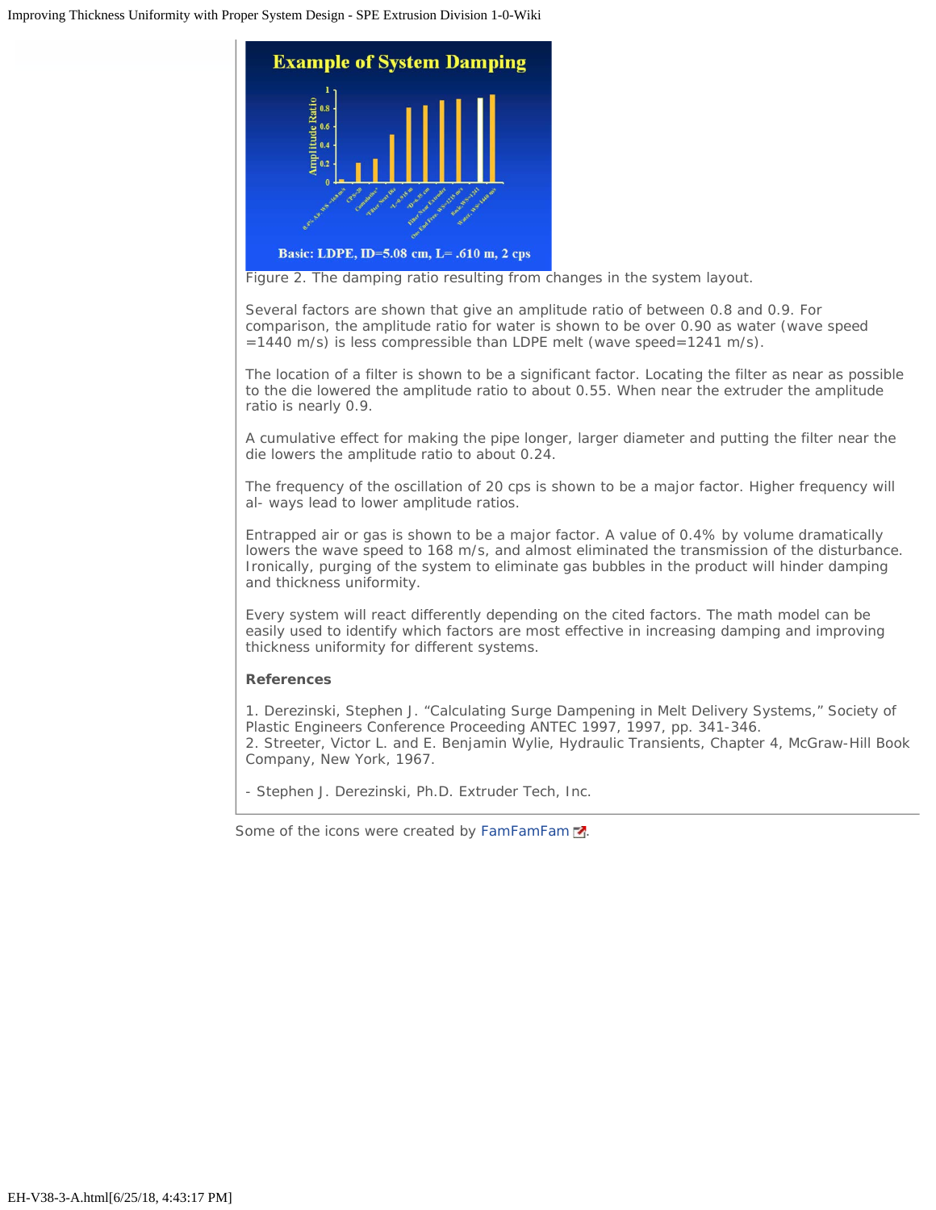Example of System Damping

Amplitude Ratio

1
0.8
0.6
0.4
0.2
0

0.4% Air WS=168 m/s
CPS=20
Cumulative*
*Filter Near Die
*L=0.914 m
*D=6.35 cm
Filter Near Extruder
One End Free WS=1218 m/s
Basic WS=1241
Water WS=1440 m/s

Basic: LDPE, ID=5.08 cm, L= .610 m, 2 cps

Figure 2. The damping ratio resulting from changes in the system layout.

Several factors are shown that give an amplitude ratio of between 0.8 and 0.9. For comparison, the amplitude ratio for water is shown to be over 0.90 as water (wave speed =1440 m/s) is less compressible than LDPE melt (wave speed=1241 m/s).

The location of a filter is shown to be a significant factor. Locating the filter as near as possible to the die lowered the amplitude ratio to about 0.55. When near the extruder the amplitude ratio is nearly 0.9.

A cumulative effect for making the pipe longer, larger diameter and putting the filter near the die lowers the amplitude ratio to about 0.24.

The frequency of the oscillation of 20 cps is shown to be a major factor. Higher frequency will al- ways lead to lower amplitude ratios.

Entrapped air or gas is shown to be a major factor. A value of 0.4% by volume dramatically lowers the wave speed to 168 m/s, and almost eliminated the transmission of the disturbance. Ironically, purging of the system to eliminate gas bubbles in the product will hinder damping and thickness uniformity.

Every system will react differently depending on the cited factors. The math model can be easily used to identify which factors are most effective in increasing damping and improving thickness uniformity for different systems.

**References**

1. Derezinski, Stephen J. "Calculating Surge Dampening in Melt Delivery Systems," Society of Plastic Engineers Conference Proceeding ANTEC 1997, 1997, pp. 341-346.
2. Streeter, Victor L. and E. Benjamin Wylie, Hydraulic Transients, Chapter 4, McGraw-Hill Book Company, New York, 1967.

- Stephen J. Derezinski, Ph.D. Extruder Tech, Inc.

Some of the icons were created by FamFamFam.